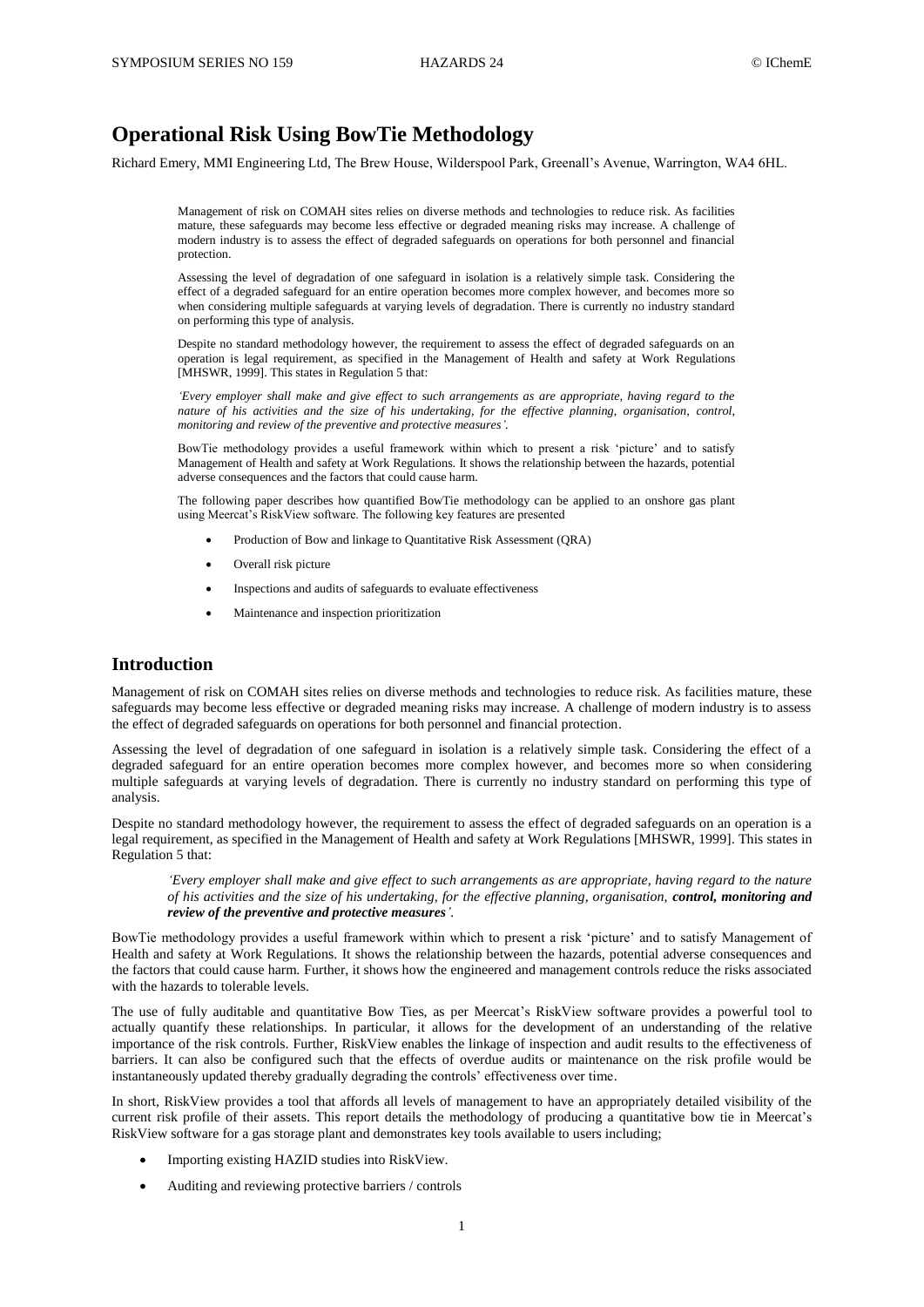# Operational Risk Using BowTie Methodology

Richard Emery, MMI Engineering Ltd, The Brew House, Wilderspool Park, Greenall's Avenue, Warrington, WA4 6HL.

Management of risk on COMAH sites relies on diverse methods and technologies to reduce risk. As facilities mature, these safeguards may become less effective or degraded meaning risks may increase. A challenge of modern industry is to assess the effect of degraded safeguards on operations for both personnel and financial protection.

Assessing the level of degradation of one safeguard in isolation is a relatively simple task. Considering the effect of a degraded safeguard for an entire operation becomes more complex however, and becomes more so when considering multiple safeguards at varying levels of degradation. There is currently no industry standard on performing this type of analysis.

Despite no standard methodology however, the requirement to assess the effect of degraded safeguards on an operation is legal requirement, as specified in the Management of Health and safety at Work Regulations [MHSWR, 1999]. This states in Regulation 5 that:

*'Every employer shall make and give effect to such arrangements as are appropriate, having regard to the nature of his activities and the size of his undertaking, for the effective planning, organisation, control, monitoring and review of the preventive and protective measures'.*

BowTie methodology provides a useful framework within which to present a risk 'picture' and to satisfy Management of Health and safety at Work Regulations. It shows the relationship between the hazards, potential adverse consequences and the factors that could cause harm.

The following paper describes how quantified BowTie methodology can be applied to an onshore gas plant using Meercat's RiskView software. The following key features are presented

- Production of Bow and linkage to Quantitative Risk Assessment (QRA)
- Overall risk picture
- Inspections and audits of safeguards to evaluate effectiveness
- Maintenance and inspection prioritization

## Introduction

Management of risk on COMAH sites relies on diverse methods and technologies to reduce risk. As facilities mature, these safeguards may become less effective or degraded meaning risks may increase. A challenge of modern industry is to assess the effect of degraded safeguards on operations for both personnel and financial protection.

Assessing the level of degradation of one safeguard in isolation is a relatively simple task. Considering the effect of a degraded safeguard for an entire operation becomes more complex however, and becomes more so when considering multiple safeguards at varying levels of degradation. There is currently no industry standard on performing this type of analysis.

Despite no standard methodology however, the requirement to assess the effect of degraded safeguards on an operation is a legal requirement, as specified in the Management of Health and safety at Work Regulations [MHSWR, 1999]. This states in Regulation 5 that:

> *'Every employer shall make and give effect to such arrangements as are appropriate, having regard to the nature of his activities and the size of his undertaking, for the effective planning, organisation, **control, monitoring and review of the preventive and protective measures**'.*

BowTie methodology provides a useful framework within which to present a risk 'picture' and to satisfy Management of Health and safety at Work Regulations. It shows the relationship between the hazards, potential adverse consequences and the factors that could cause harm. Further, it shows how the engineered and management controls reduce the risks associated with the hazards to tolerable levels.

The use of fully auditable and quantitative Bow Ties, as per Meercat's RiskView software provides a powerful tool to actually quantify these relationships. In particular, it allows for the development of an understanding of the relative importance of the risk controls. Further, RiskView enables the linkage of inspection and audit results to the effectiveness of barriers. It can also be configured such that the effects of overdue audits or maintenance on the risk profile would be instantaneously updated thereby gradually degrading the controls' effectiveness over time.

In short, RiskView provides a tool that affords all levels of management to have an appropriately detailed visibility of the current risk profile of their assets. This report details the methodology of producing a quantitative bow tie in Meercat's RiskView software for a gas storage plant and demonstrates key tools available to users including;

- Importing existing HAZID studies into RiskView.
- Auditing and reviewing protective barriers / controls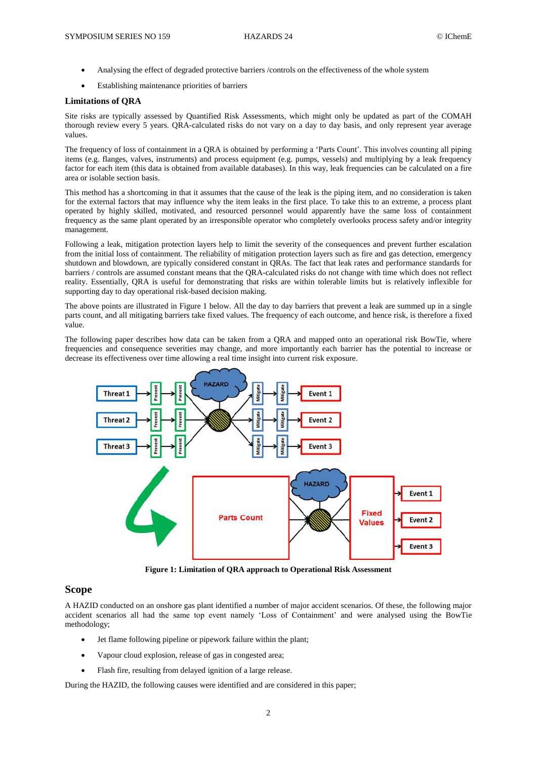- Analysing the effect of degraded protective barriers /controls on the effectiveness of the whole system
- Establishing maintenance priorities of barriers

### Limitations of QRA

Site risks are typically assessed by Quantified Risk Assessments, which might only be updated as part of the COMAH thorough review every 5 years. QRA-calculated risks do not vary on a day to day basis, and only represent year average values.

The frequency of loss of containment in a QRA is obtained by performing a 'Parts Count'. This involves counting all piping items (e.g. flanges, valves, instruments) and process equipment (e.g. pumps, vessels) and multiplying by a leak frequency factor for each item (this data is obtained from available databases). In this way, leak frequencies can be calculated on a fire area or isolable section basis.

This method has a shortcoming in that it assumes that the cause of the leak is the piping item, and no consideration is taken for the external factors that may influence why the item leaks in the first place. To take this to an extreme, a process plant operated by highly skilled, motivated, and resourced personnel would apparently have the same loss of containment frequency as the same plant operated by an irresponsible operator who completely overlooks process safety and/or integrity management.

Following a leak, mitigation protection layers help to limit the severity of the consequences and prevent further escalation from the initial loss of containment. The reliability of mitigation protection layers such as fire and gas detection, emergency shutdown and blowdown, are typically considered constant in QRAs. The fact that leak rates and performance standards for barriers / controls are assumed constant means that the QRA-calculated risks do not change with time which does not reflect reality. Essentially, QRA is useful for demonstrating that risks are within tolerable limits but is relatively inflexible for supporting day to day operational risk-based decision making.

The above points are illustrated in Figure 1 below. All the day to day barriers that prevent a leak are summed up in a single parts count, and all mitigating barriers take fixed values. The frequency of each outcome, and hence risk, is therefore a fixed value.

The following paper describes how data can be taken from a QRA and mapped onto an operational risk BowTie, where frequencies and consequence severities may change, and more importantly each barrier has the potential to increase or decrease its effectiveness over time allowing a real time insight into current risk exposure.

**Figure 1: Limitation of QRA approach to Operational Risk Assessment**

## Scope

A HAZID conducted on an onshore gas plant identified a number of major accident scenarios. Of these, the following major accident scenarios all had the same top event namely 'Loss of Containment' and were analysed using the BowTie methodology;

- Jet flame following pipeline or pipework failure within the plant;
- Vapour cloud explosion, release of gas in congested area;
- Flash fire, resulting from delayed ignition of a large release.

During the HAZID, the following causes were identified and are considered in this paper;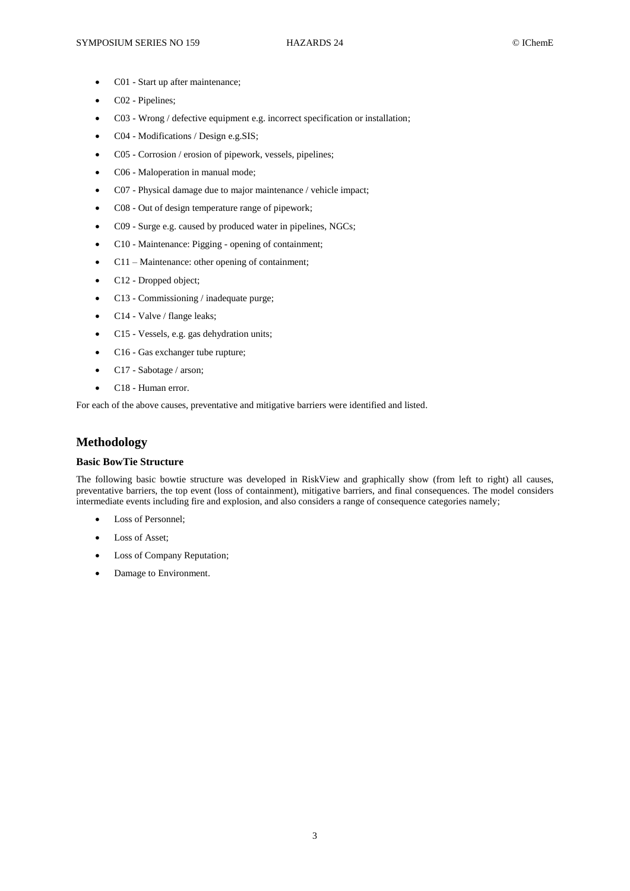- C01 - Start up after maintenance;
- C02 - Pipelines;
- C03 - Wrong / defective equipment e.g. incorrect specification or installation;
- C04 - Modifications / Design e.g.SIS;
- C05 - Corrosion / erosion of pipework, vessels, pipelines;
- C06 - Maloperation in manual mode;
- C07 - Physical damage due to major maintenance / vehicle impact;
- C08 - Out of design temperature range of pipework;
- C09 - Surge e.g. caused by produced water in pipelines, NGCs;
- C10 - Maintenance: Pigging - opening of containment;
- C11 – Maintenance: other opening of containment;
- C12 - Dropped object;
- C13 - Commissioning / inadequate purge;
- C14 - Valve / flange leaks;
- C15 - Vessels, e.g. gas dehydration units;
- C16 - Gas exchanger tube rupture;
- C17 - Sabotage / arson;
- C18 - Human error.

For each of the above causes, preventative and mitigative barriers were identified and listed.

## Methodology

### Basic BowTie Structure

The following basic bowtie structure was developed in RiskView and graphically show (from left to right) all causes, preventative barriers, the top event (loss of containment), mitigative barriers, and final consequences. The model considers intermediate events including fire and explosion, and also considers a range of consequence categories namely;

- Loss of Personnel;
- Loss of Asset;
- Loss of Company Reputation;
- Damage to Environment.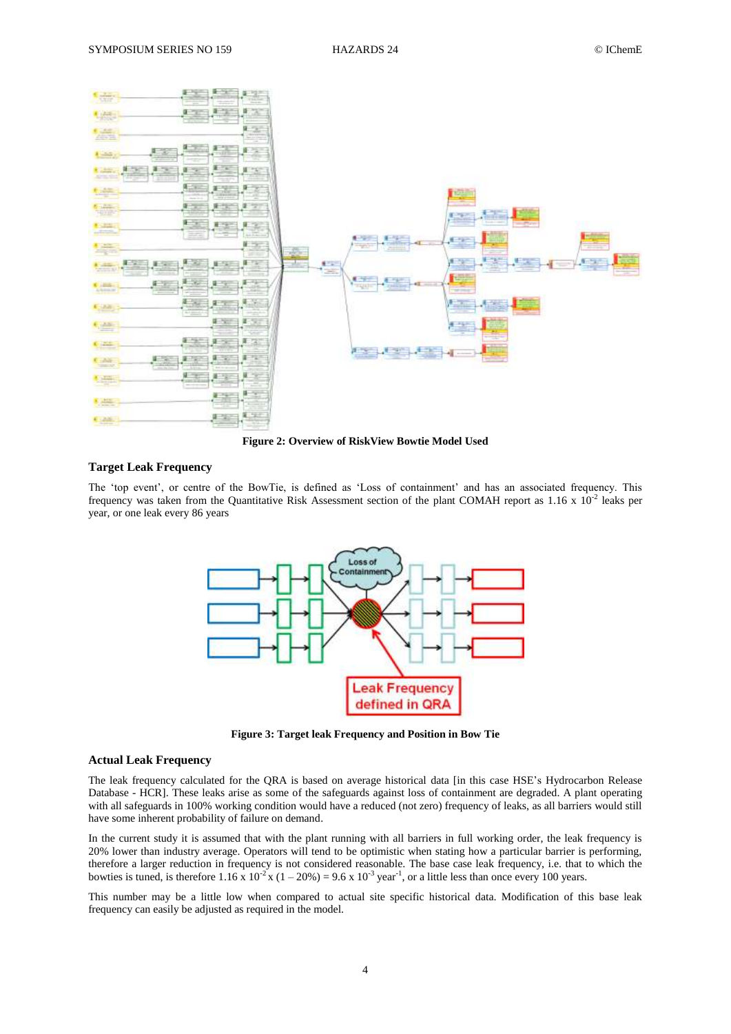**Figure 2: Overview of RiskView Bowtie Model Used**

### Target Leak Frequency

The 'top event', or centre of the BowTie, is defined as 'Loss of containment' and has an associated frequency. This frequency was taken from the Quantitative Risk Assessment section of the plant COMAH report as $1.16 \times 10^{-2}$ leaks per year, or one leak every 86 years

**Figure 3: Target leak Frequency and Position in Bow Tie**

### Actual Leak Frequency

The leak frequency calculated for the QRA is based on average historical data [in this case HSE's Hydrocarbon Release Database - HCR]. These leaks arise as some of the safeguards against loss of containment are degraded. A plant operating with all safeguards in 100% working condition would have a reduced (not zero) frequency of leaks, as all barriers would still have some inherent probability of failure on demand.

In the current study it is assumed that with the plant running with all barriers in full working order, the leak frequency is 20% lower than industry average. Operators will tend to be optimistic when stating how a particular barrier is performing, therefore a larger reduction in frequency is not considered reasonable. The base case leak frequency, i.e. that to which the bowties is tuned, is therefore $1.16 \times 10^{-2} \times (1 - 20\%) = 9.6 \times 10^{-3}$ year$^{-1}$, or a little less than once every 100 years.

This number may be a little low when compared to actual site specific historical data. Modification of this base leak frequency can easily be adjusted as required in the model.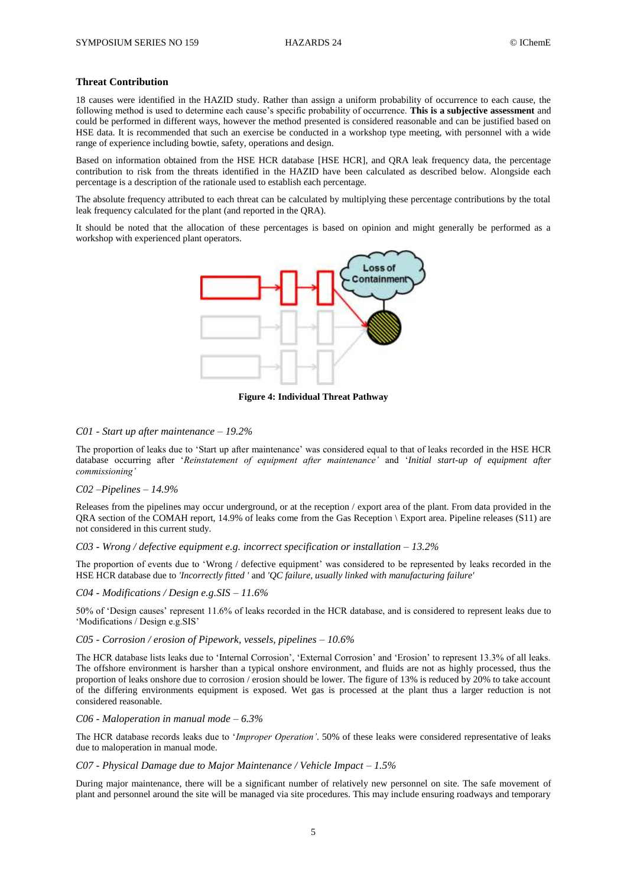## Threat Contribution

18 causes were identified in the HAZID study. Rather than assign a uniform probability of occurrence to each cause, the following method is used to determine each cause's specific probability of occurrence. **This is a subjective assessment** and could be performed in different ways, however the method presented is considered reasonable and can be justified based on HSE data. It is recommended that such an exercise be conducted in a workshop type meeting, with personnel with a wide range of experience including bowtie, safety, operations and design.

Based on information obtained from the HSE HCR database [HSE HCR], and QRA leak frequency data, the percentage contribution to risk from the threats identified in the HAZID have been calculated as described below. Alongside each percentage is a description of the rationale used to establish each percentage.

The absolute frequency attributed to each threat can be calculated by multiplying these percentage contributions by the total leak frequency calculated for the plant (and reported in the QRA).

It should be noted that the allocation of these percentages is based on opinion and might generally be performed as a workshop with experienced plant operators.

**Figure 4: Individual Threat Pathway**

*C01 - Start up after maintenance – 19.2%*

The proportion of leaks due to 'Start up after maintenance' was considered equal to that of leaks recorded in the HSE HCR database occurring after '*Reinstatement of equipment after maintenance*' and '*Initial start-up of equipment after commissioning*'

*C02 –Pipelines – 14.9%*

Releases from the pipelines may occur underground, or at the reception / export area of the plant. From data provided in the QRA section of the COMAH report, 14.9% of leaks come from the Gas Reception \ Export area. Pipeline releases (S11) are not considered in this current study.

*C03 - Wrong / defective equipment e.g. incorrect specification or installation – 13.2%*

The proportion of events due to 'Wrong / defective equipment' was considered to be represented by leaks recorded in the HSE HCR database due to *'Incorrectly fitted '* and *'QC failure, usually linked with manufacturing failure'*

*C04 - Modifications / Design e.g.SIS – 11.6%*

50% of 'Design causes' represent 11.6% of leaks recorded in the HCR database, and is considered to represent leaks due to 'Modifications / Design e.g.SIS'

*C05 - Corrosion / erosion of Pipework, vessels, pipelines – 10.6%*

The HCR database lists leaks due to 'Internal Corrosion', 'External Corrosion' and 'Erosion' to represent 13.3% of all leaks. The offshore environment is harsher than a typical onshore environment, and fluids are not as highly processed, thus the proportion of leaks onshore due to corrosion / erosion should be lower. The figure of 13% is reduced by 20% to take account of the differing environments equipment is exposed. Wet gas is processed at the plant thus a larger reduction is not considered reasonable.

*C06 - Maloperation in manual mode – 6.3%*

The HCR database records leaks due to '*Improper Operation'*. 50% of these leaks were considered representative of leaks due to maloperation in manual mode.

*C07 - Physical Damage due to Major Maintenance / Vehicle Impact – 1.5%*

During major maintenance, there will be a significant number of relatively new personnel on site. The safe movement of plant and personnel around the site will be managed via site procedures. This may include ensuring roadways and temporary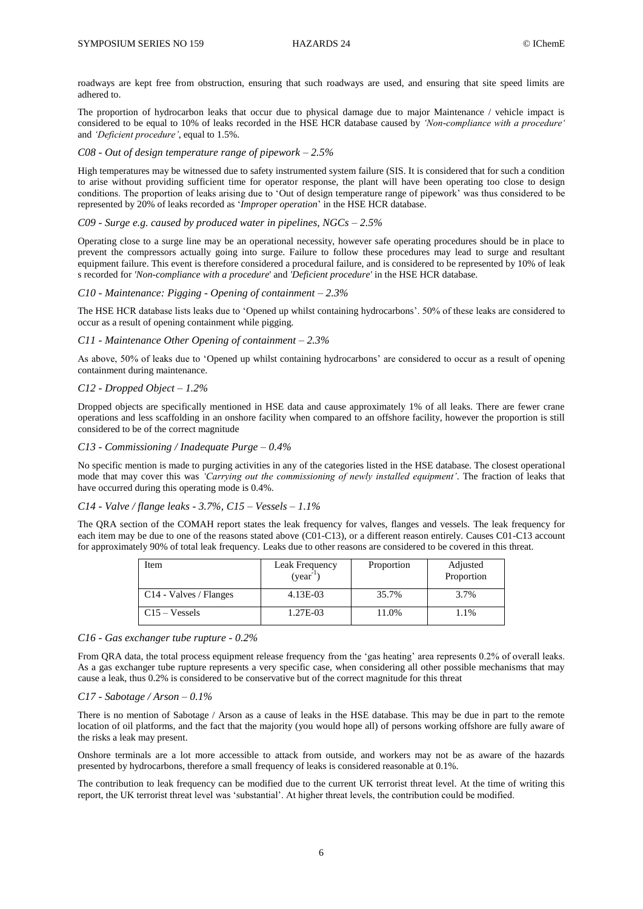roadways are kept free from obstruction, ensuring that such roadways are used, and ensuring that site speed limits are adhered to.

The proportion of hydrocarbon leaks that occur due to physical damage due to major Maintenance / vehicle impact is considered to be equal to 10% of leaks recorded in the HSE HCR database caused by *'Non-compliance with a procedure'* and *'Deficient procedure'*, equal to 1.5%.

### *C08 - Out of design temperature range of pipework – 2.5%*

High temperatures may be witnessed due to safety instrumented system failure (SIS. It is considered that for such a condition to arise without providing sufficient time for operator response, the plant will have been operating too close to design conditions. The proportion of leaks arising due to 'Out of design temperature range of pipework' was thus considered to be represented by 20% of leaks recorded as '*Improper operation*' in the HSE HCR database.

### *C09 - Surge e.g. caused by produced water in pipelines, NGCs – 2.5%*

Operating close to a surge line may be an operational necessity, however safe operating procedures should be in place to prevent the compressors actually going into surge. Failure to follow these procedures may lead to surge and resultant equipment failure. This event is therefore considered a procedural failure, and is considered to be represented by 10% of leak s recorded for *'Non-compliance with a procedure*' and *'Deficient procedure'* in the HSE HCR database.

### *C10 - Maintenance: Pigging - Opening of containment – 2.3%*

The HSE HCR database lists leaks due to 'Opened up whilst containing hydrocarbons'. 50% of these leaks are considered to occur as a result of opening containment while pigging.

### *C11 - Maintenance Other Opening of containment – 2.3%*

As above, 50% of leaks due to 'Opened up whilst containing hydrocarbons' are considered to occur as a result of opening containment during maintenance.

### *C12 - Dropped Object – 1.2%*

Dropped objects are specifically mentioned in HSE data and cause approximately 1% of all leaks. There are fewer crane operations and less scaffolding in an onshore facility when compared to an offshore facility, however the proportion is still considered to be of the correct magnitude

### *C13 - Commissioning / Inadequate Purge – 0.4%*

No specific mention is made to purging activities in any of the categories listed in the HSE database. The closest operational mode that may cover this was *'Carrying out the commissioning of newly installed equipment'*. The fraction of leaks that have occurred during this operating mode is 0.4%.

### *C14 - Valve / flange leaks - 3.7%, C15 – Vessels – 1.1%*

The QRA section of the COMAH report states the leak frequency for valves, flanges and vessels. The leak frequency for each item may be due to one of the reasons stated above (C01-C13), or a different reason entirely. Causes C01-C13 account for approximately 90% of total leak frequency. Leaks due to other reasons are considered to be covered in this threat.

| Item | Leak Frequency (year$^{-1}$) | Proportion | Adjusted Proportion |
|---|---|---|---|
| C14 - Valves / Flanges | 4.13E-03 | 35.7% | 3.7% |
| C15 – Vessels | 1.27E-03 | 11.0% | 1.1% |

### *C16 - Gas exchanger tube rupture - 0.2%*

From QRA data, the total process equipment release frequency from the 'gas heating' area represents 0.2% of overall leaks. As a gas exchanger tube rupture represents a very specific case, when considering all other possible mechanisms that may cause a leak, thus 0.2% is considered to be conservative but of the correct magnitude for this threat

### *C17 - Sabotage / Arson – 0.1%*

There is no mention of Sabotage / Arson as a cause of leaks in the HSE database. This may be due in part to the remote location of oil platforms, and the fact that the majority (you would hope all) of persons working offshore are fully aware of the risks a leak may present.

Onshore terminals are a lot more accessible to attack from outside, and workers may not be as aware of the hazards presented by hydrocarbons, therefore a small frequency of leaks is considered reasonable at 0.1%.

The contribution to leak frequency can be modified due to the current UK terrorist threat level. At the time of writing this report, the UK terrorist threat level was 'substantial'. At higher threat levels, the contribution could be modified.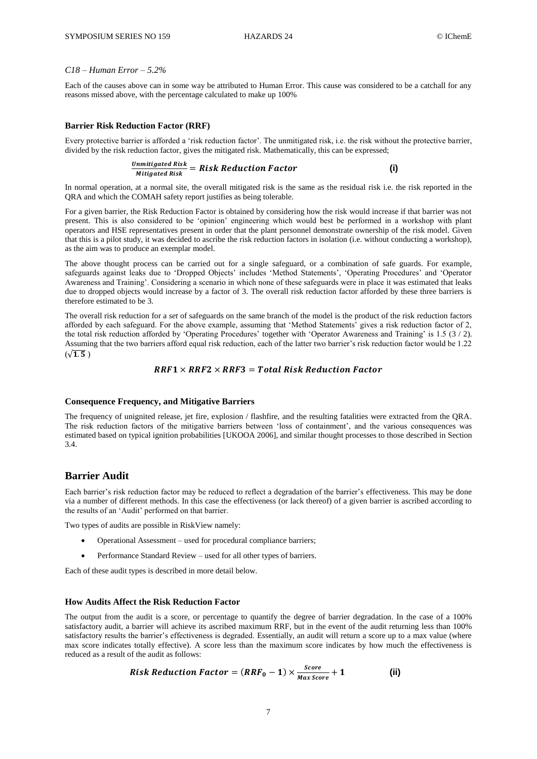*C18 – Human Error – 5.2%*

Each of the causes above can in some way be attributed to Human Error. This cause was considered to be a catchall for any reasons missed above, with the percentage calculated to make up 100%

### Barrier Risk Reduction Factor (RRF)

Every protective barrier is afforded a 'risk reduction factor'. The unmitigated risk, i.e. the risk without the protective barrier, divided by the risk reduction factor, gives the mitigated risk. Mathematically, this can be expressed;

$$\frac{\textbf{\textit{Unmitigated Risk}}}{\textbf{\textit{Mitigated Risk}}} = \textbf{\textit{Risk Reduction Factor}} \qquad \textbf{(i)}$$

In normal operation, at a normal site, the overall mitigated risk is the same as the residual risk i.e. the risk reported in the QRA and which the COMAH safety report justifies as being tolerable.

For a given barrier, the Risk Reduction Factor is obtained by considering how the risk would increase if that barrier was not present. This is also considered to be 'opinion' engineering which would best be performed in a workshop with plant operators and HSE representatives present in order that the plant personnel demonstrate ownership of the risk model. Given that this is a pilot study, it was decided to ascribe the risk reduction factors in isolation (i.e. without conducting a workshop), as the aim was to produce an exemplar model.

The above thought process can be carried out for a single safeguard, or a combination of safe guards. For example, safeguards against leaks due to 'Dropped Objects' includes 'Method Statements', 'Operating Procedures' and 'Operator Awareness and Training'. Considering a scenario in which none of these safeguards were in place it was estimated that leaks due to dropped objects would increase by a factor of 3. The overall risk reduction factor afforded by these three barriers is therefore estimated to be 3.

The overall risk reduction for a *set* of safeguards on the same branch of the model is the product of the risk reduction factors afforded by each safeguard. For the above example, assuming that 'Method Statements' gives a risk reduction factor of 2, the total risk reduction afforded by 'Operating Procedures' together with 'Operator Awareness and Training' is 1.5 (3 / 2). Assuming that the two barriers afford equal risk reduction, each of the latter two barrier's risk reduction factor would be 1.22 ($\sqrt{\mathbf{1.5}}$)

$$\textbf{\textit{RRF}1} \times \textbf{\textit{RRF}2} \times \textbf{\textit{RRF}3} = \textbf{\textit{Total Risk Reduction Factor}}$$

### Consequence Frequency, and Mitigative Barriers

The frequency of unignited release, jet fire, explosion / flashfire, and the resulting fatalities were extracted from the QRA. The risk reduction factors of the mitigative barriers between 'loss of containment', and the various consequences was estimated based on typical ignition probabilities [UKOOA 2006], and similar thought processes to those described in Section 3.4.

## Barrier Audit

Each barrier's risk reduction factor may be reduced to reflect a degradation of the barrier's effectiveness. This may be done via a number of different methods. In this case the effectiveness (or lack thereof) of a given barrier is ascribed according to the results of an 'Audit' performed on that barrier.

Two types of audits are possible in RiskView namely:

- Operational Assessment – used for procedural compliance barriers;
- Performance Standard Review – used for all other types of barriers.

Each of these audit types is described in more detail below.

### How Audits Affect the Risk Reduction Factor

The output from the audit is a score, or percentage to quantify the degree of barrier degradation. In the case of a 100% satisfactory audit, a barrier will achieve its ascribed maximum RRF, but in the event of the audit returning less than 100% satisfactory results the barrier's effectiveness is degraded. Essentially, an audit will return a score up to a max value (where max score indicates totally effective). A score less than the maximum score indicates by how much the effectiveness is reduced as a result of the audit as follows:

$$\textbf{\textit{Risk Reduction Factor}} = (\textbf{\textit{RRF}}_{\mathbf{0}} - \mathbf{1}) \times \frac{\textbf{\textit{Score}}}{\textbf{\textit{Max Score}}} + \mathbf{1} \qquad \textbf{(ii)}$$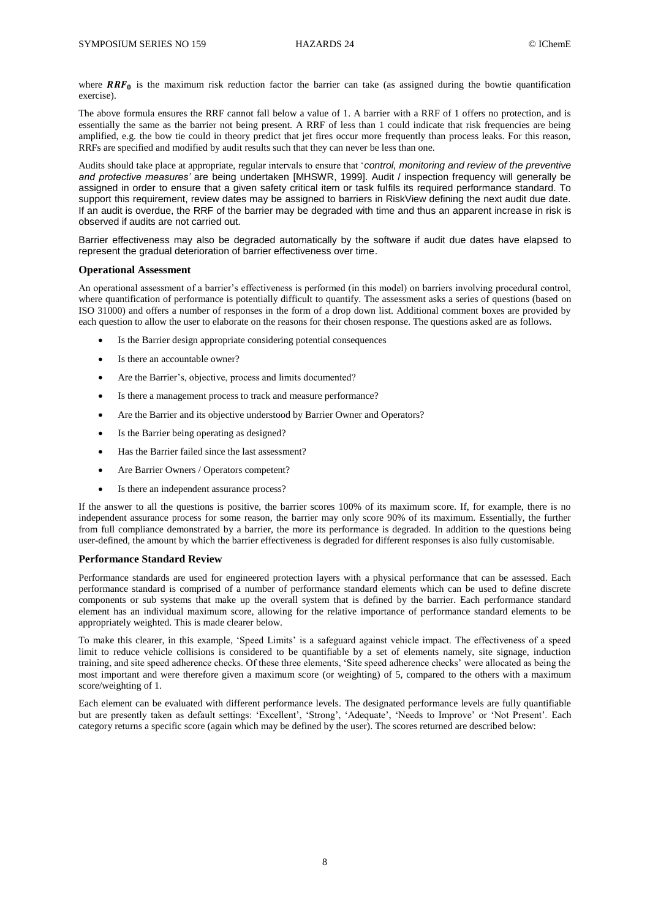where $\boldsymbol{RRF_0}$ is the maximum risk reduction factor the barrier can take (as assigned during the bowtie quantification exercise).

The above formula ensures the RRF cannot fall below a value of 1. A barrier with a RRF of 1 offers no protection, and is essentially the same as the barrier not being present. A RRF of less than 1 could indicate that risk frequencies are being amplified, e.g. the bow tie could in theory predict that jet fires occur more frequently than process leaks. For this reason, RRFs are specified and modified by audit results such that they can never be less than one.

Audits should take place at appropriate, regular intervals to ensure that '*control, monitoring and review of the preventive and protective measures'* are being undertaken [MHSWR, 1999]. Audit / inspection frequency will generally be assigned in order to ensure that a given safety critical item or task fulfils its required performance standard. To support this requirement, review dates may be assigned to barriers in RiskView defining the next audit due date. If an audit is overdue, the RRF of the barrier may be degraded with time and thus an apparent increase in risk is observed if audits are not carried out.

Barrier effectiveness may also be degraded automatically by the software if audit due dates have elapsed to represent the gradual deterioration of barrier effectiveness over time.

### Operational Assessment

An operational assessment of a barrier's effectiveness is performed (in this model) on barriers involving procedural control, where quantification of performance is potentially difficult to quantify. The assessment asks a series of questions (based on ISO 31000) and offers a number of responses in the form of a drop down list. Additional comment boxes are provided by each question to allow the user to elaborate on the reasons for their chosen response. The questions asked are as follows.

- Is the Barrier design appropriate considering potential consequences
- Is there an accountable owner?
- Are the Barrier's, objective, process and limits documented?
- Is there a management process to track and measure performance?
- Are the Barrier and its objective understood by Barrier Owner and Operators?
- Is the Barrier being operating as designed?
- Has the Barrier failed since the last assessment?
- Are Barrier Owners / Operators competent?
- Is there an independent assurance process?

If the answer to all the questions is positive, the barrier scores 100% of its maximum score. If, for example, there is no independent assurance process for some reason, the barrier may only score 90% of its maximum. Essentially, the further from full compliance demonstrated by a barrier, the more its performance is degraded. In addition to the questions being user-defined, the amount by which the barrier effectiveness is degraded for different responses is also fully customisable.

### Performance Standard Review

Performance standards are used for engineered protection layers with a physical performance that can be assessed. Each performance standard is comprised of a number of performance standard elements which can be used to define discrete components or sub systems that make up the overall system that is defined by the barrier. Each performance standard element has an individual maximum score, allowing for the relative importance of performance standard elements to be appropriately weighted. This is made clearer below.

To make this clearer, in this example, 'Speed Limits' is a safeguard against vehicle impact. The effectiveness of a speed limit to reduce vehicle collisions is considered to be quantifiable by a set of elements namely, site signage, induction training, and site speed adherence checks. Of these three elements, 'Site speed adherence checks' were allocated as being the most important and were therefore given a maximum score (or weighting) of 5, compared to the others with a maximum score/weighting of 1.

Each element can be evaluated with different performance levels. The designated performance levels are fully quantifiable but are presently taken as default settings: 'Excellent', 'Strong', 'Adequate', 'Needs to Improve' or 'Not Present'. Each category returns a specific score (again which may be defined by the user). The scores returned are described below: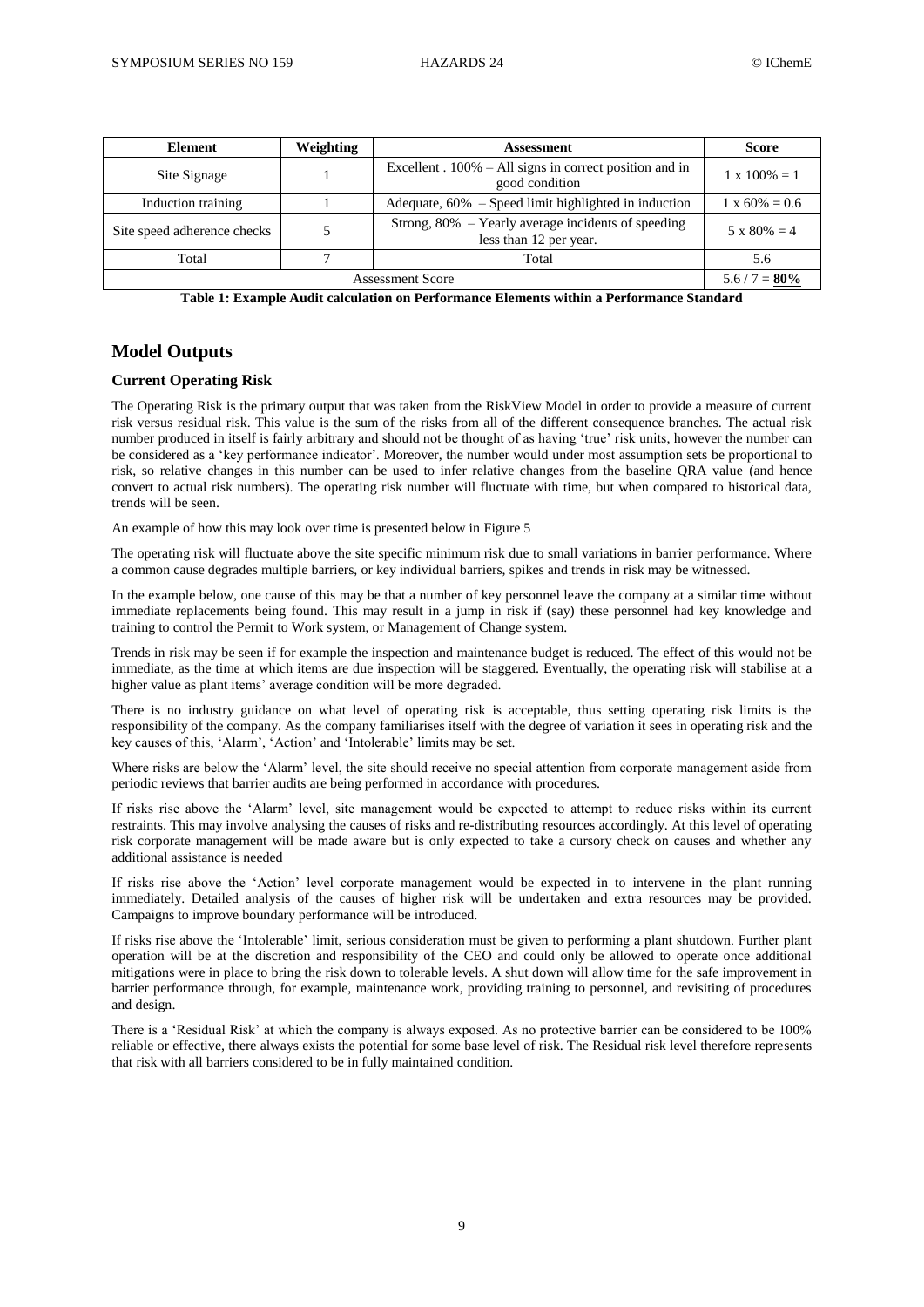| Element | Weighting | Assessment | Score |
| --- | --- | --- | --- |
| Site Signage | 1 | Excellent . 100% – All signs in correct position and in good condition | 1 x 100% = 1 |
| Induction training | 1 | Adequate, 60% – Speed limit highlighted in induction | 1 x 60% = 0.6 |
| Site speed adherence checks | 5 | Strong, 80% – Yearly average incidents of speeding less than 12 per year. | 5 x 80% = 4 |
| Total | 7 | Total | 5.6 |
| Assessment Score | | | 5.6 / 7 = **80%** |

**Table 1: Example Audit calculation on Performance Elements within a Performance Standard**

## Model Outputs

### Current Operating Risk

The Operating Risk is the primary output that was taken from the RiskView Model in order to provide a measure of current risk versus residual risk. This value is the sum of the risks from all of the different consequence branches. The actual risk number produced in itself is fairly arbitrary and should not be thought of as having 'true' risk units, however the number can be considered as a 'key performance indicator'. Moreover, the number would under most assumption sets be proportional to risk, so relative changes in this number can be used to infer relative changes from the baseline QRA value (and hence convert to actual risk numbers). The operating risk number will fluctuate with time, but when compared to historical data, trends will be seen.

An example of how this may look over time is presented below in Figure 5

The operating risk will fluctuate above the site specific minimum risk due to small variations in barrier performance. Where a common cause degrades multiple barriers, or key individual barriers, spikes and trends in risk may be witnessed.

In the example below, one cause of this may be that a number of key personnel leave the company at a similar time without immediate replacements being found. This may result in a jump in risk if (say) these personnel had key knowledge and training to control the Permit to Work system, or Management of Change system.

Trends in risk may be seen if for example the inspection and maintenance budget is reduced. The effect of this would not be immediate, as the time at which items are due inspection will be staggered. Eventually, the operating risk will stabilise at a higher value as plant items' average condition will be more degraded.

There is no industry guidance on what level of operating risk is acceptable, thus setting operating risk limits is the responsibility of the company. As the company familiarises itself with the degree of variation it sees in operating risk and the key causes of this, 'Alarm', 'Action' and 'Intolerable' limits may be set.

Where risks are below the 'Alarm' level, the site should receive no special attention from corporate management aside from periodic reviews that barrier audits are being performed in accordance with procedures.

If risks rise above the 'Alarm' level, site management would be expected to attempt to reduce risks within its current restraints. This may involve analysing the causes of risks and re-distributing resources accordingly. At this level of operating risk corporate management will be made aware but is only expected to take a cursory check on causes and whether any additional assistance is needed

If risks rise above the 'Action' level corporate management would be expected in to intervene in the plant running immediately. Detailed analysis of the causes of higher risk will be undertaken and extra resources may be provided. Campaigns to improve boundary performance will be introduced.

If risks rise above the 'Intolerable' limit, serious consideration must be given to performing a plant shutdown. Further plant operation will be at the discretion and responsibility of the CEO and could only be allowed to operate once additional mitigations were in place to bring the risk down to tolerable levels. A shut down will allow time for the safe improvement in barrier performance through, for example, maintenance work, providing training to personnel, and revisiting of procedures and design.

There is a 'Residual Risk' at which the company is always exposed. As no protective barrier can be considered to be 100% reliable or effective, there always exists the potential for some base level of risk. The Residual risk level therefore represents that risk with all barriers considered to be in fully maintained condition.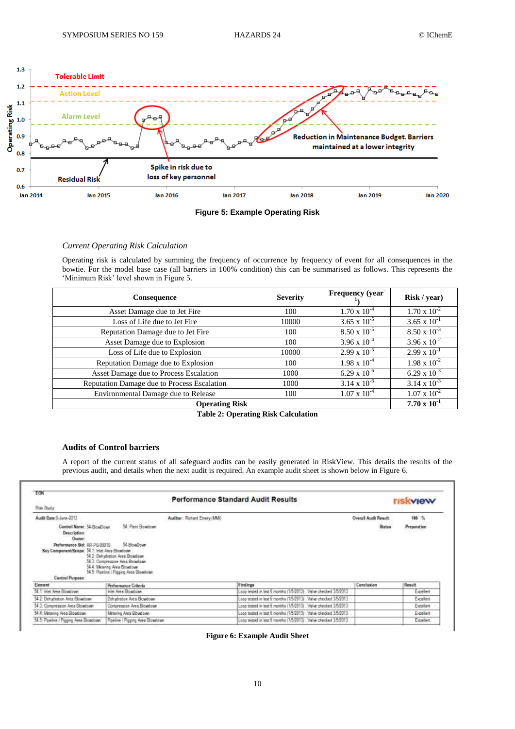Figure 5: Example Operating Risk

*Current Operating Risk Calculation*

Operating risk is calculated by summing the frequency of occurrence by frequency of event for all consequences in the bowtie. For the model base case (all barriers in 100% condition) this can be summarised as follows. This represents the 'Minimum Risk' level shown in Figure 5.

| Consequence | Severity | Frequency (year$^{-1}$) | Risk / year) |
|---|---|---|---|
| Asset Damage due to Jet Fire | 100 | $1.70 \times 10^{-4}$ | $1.70 \times 10^{-2}$ |
| Loss of Life due to Jet Fire | 10000 | $3.65 \times 10^{-5}$ | $3.65 \times 10^{-1}$ |
| Reputation Damage due to Jet Fire | 100 | $8.50 \times 10^{-5}$ | $8.50 \times 10^{-3}$ |
| Asset Damage due to Explosion | 100 | $3.96 \times 10^{-4}$ | $3.96 \times 10^{-2}$ |
| Loss of Life due to Explosion | 10000 | $2.99 \times 10^{-5}$ | $2.99 \times 10^{-1}$ |
| Reputation Damage due to Explosion | 100 | $1.98 \times 10^{-4}$ | $1.98 \times 10^{-2}$ |
| Asset Damage due to Process Escalation | 1000 | $6.29 \times 10^{-6}$ | $6.29 \times 10^{-3}$ |
| Reputation Damage due to Process Escalation | 1000 | $3.14 \times 10^{-6}$ | $3.14 \times 10^{-3}$ |
| Environmental Damage due to Release | 100 | $1.07 \times 10^{-4}$ | $1.07 \times 10^{-2}$ |
| **Operating Risk** | | | **$7.70 \times 10^{-1}$** |

**Table 2: Operating Risk Calculation**

### Audits of Control barriers

A report of the current status of all safeguard audits can be easily generated in RiskView. This details the results of the previous audit, and details when the next audit is required. An example audit sheet is shown below in Figure 6.

**Figure 6: Example Audit Sheet**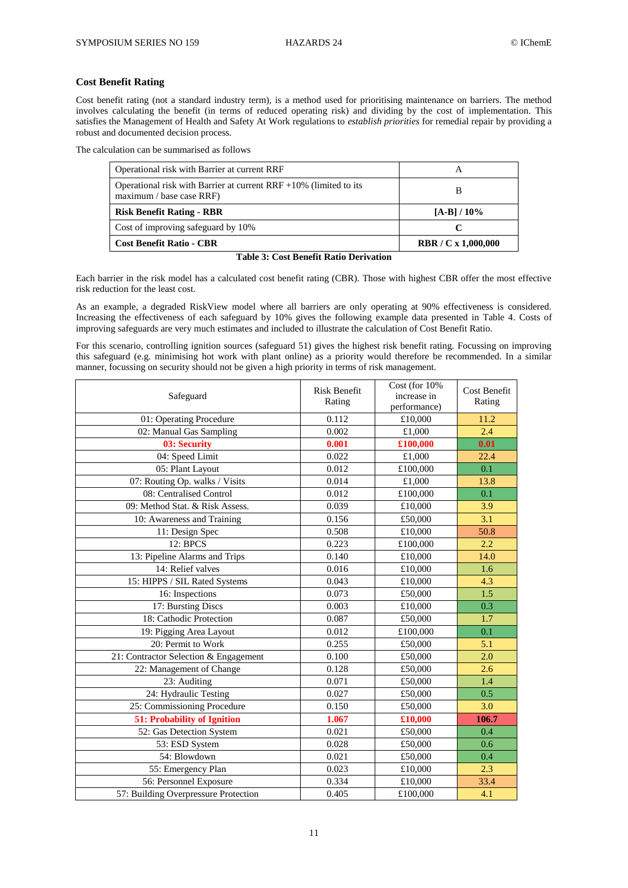## Cost Benefit Rating

Cost benefit rating (not a standard industry term), is a method used for prioritising maintenance on barriers. The method involves calculating the benefit (in terms of reduced operating risk) and dividing by the cost of implementation. This satisfies the Management of Health and Safety At Work regulations to *establish priorities* for remedial repair by providing a robust and documented decision process.

The calculation can be summarised as follows

| | |
|---|---|
| Operational risk with Barrier at current RRF | A |
| Operational risk with Barrier at current RRF +10% (limited to its maximum / base case RRF) | B |
| **Risk Benefit Rating - RBR** | **[A-B] / 10%** |
| Cost of improving safeguard by 10% | **C** |
| **Cost Benefit Ratio - CBR** | **RBR / C x 1,000,000** |

**Table 3: Cost Benefit Ratio Derivation**

Each barrier in the risk model has a calculated cost benefit rating (CBR). Those with highest CBR offer the most effective risk reduction for the least cost.

As an example, a degraded RiskView model where all barriers are only operating at 90% effectiveness is considered. Increasing the effectiveness of each safeguard by 10% gives the following example data presented in Table 4. Costs of improving safeguards are very much estimates and included to illustrate the calculation of Cost Benefit Ratio.

For this scenario, controlling ignition sources (safeguard 51) gives the highest risk benefit rating. Focussing on improving this safeguard (e.g. minimising hot work with plant online) as a priority would therefore be recommended. In a similar manner, focussing on security should not be given a high priority in terms of risk management.

| Safeguard | Risk Benefit Rating | Cost (for 10% increase in performance) | Cost Benefit Rating |
|---|---|---|---|
| 01: Operating Procedure | 0.112 | £10,000 | 11.2 |
| 02: Manual Gas Sampling | 0.002 | £1,000 | 2.4 |
| **03: Security** | **0.001** | **£100,000** | **0.01** |
| 04: Speed Limit | 0.022 | £1,000 | 22.4 |
| 05: Plant Layout | 0.012 | £100,000 | 0.1 |
| 07: Routing Op. walks / Visits | 0.014 | £1,000 | 13.8 |
| 08: Centralised Control | 0.012 | £100,000 | 0.1 |
| 09: Method Stat. & Risk Assess. | 0.039 | £10,000 | 3.9 |
| 10: Awareness and Training | 0.156 | £50,000 | 3.1 |
| 11: Design Spec | 0.508 | £10,000 | 50.8 |
| 12: BPCS | 0.223 | £100,000 | 2.2 |
| 13: Pipeline Alarms and Trips | 0.140 | £10,000 | 14.0 |
| 14: Relief valves | 0.016 | £10,000 | 1.6 |
| 15: HIPPS / SIL Rated Systems | 0.043 | £10,000 | 4.3 |
| 16: Inspections | 0.073 | £50,000 | 1.5 |
| 17: Bursting Discs | 0.003 | £10,000 | 0.3 |
| 18: Cathodic Protection | 0.087 | £50,000 | 1.7 |
| 19: Pigging Area Layout | 0.012 | £100,000 | 0.1 |
| 20: Permit to Work | 0.255 | £50,000 | 5.1 |
| 21: Contractor Selection & Engagement | 0.100 | £50,000 | 2.0 |
| 22: Management of Change | 0.128 | £50,000 | 2.6 |
| 23: Auditing | 0.071 | £50,000 | 1.4 |
| 24: Hydraulic Testing | 0.027 | £50,000 | 0.5 |
| 25: Commissioning Procedure | 0.150 | £50,000 | 3.0 |
| **51: Probability of Ignition** | **1.067** | **£10,000** | **106.7** |
| 52: Gas Detection System | 0.021 | £50,000 | 0.4 |
| 53: ESD System | 0.028 | £50,000 | 0.6 |
| 54: Blowdown | 0.021 | £50,000 | 0.4 |
| 55: Emergency Plan | 0.023 | £10,000 | 2.3 |
| 56: Personnel Exposure | 0.334 | £10,000 | 33.4 |
| 57: Building Overpressure Protection | 0.405 | £100,000 | 4.1 |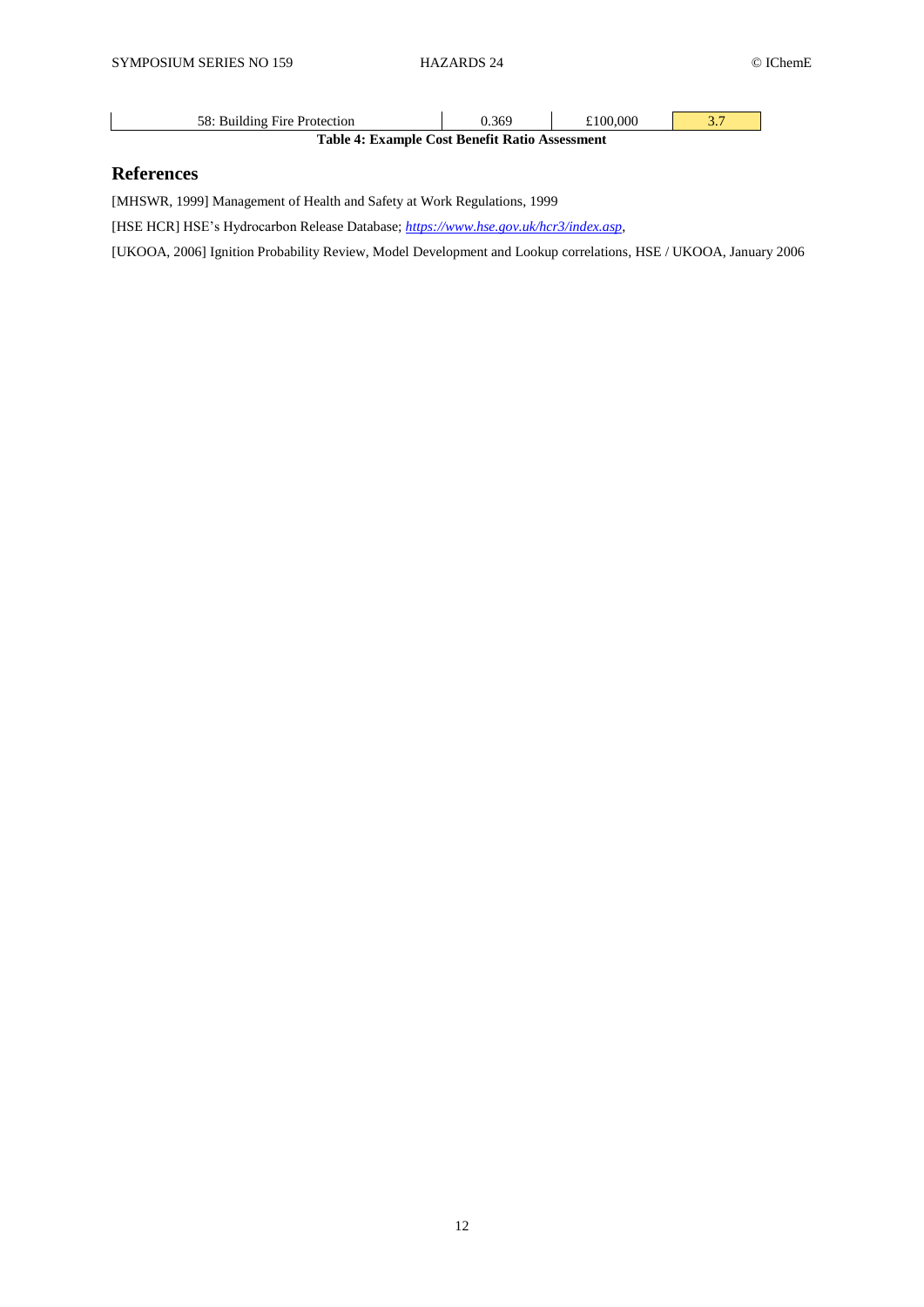| | | | |
|---|---|---|---|
| 58: Building Fire Protection | 0.369 | £100,000 | 3.7 |

**Table 4: Example Cost Benefit Ratio Assessment**

## References

[MHSWR, 1999] Management of Health and Safety at Work Regulations, 1999

[HSE HCR] HSE's Hydrocarbon Release Database; *https://www.hse.gov.uk/hcr3/index.asp*,

[UKOOA, 2006] Ignition Probability Review, Model Development and Lookup correlations, HSE / UKOOA, January 2006